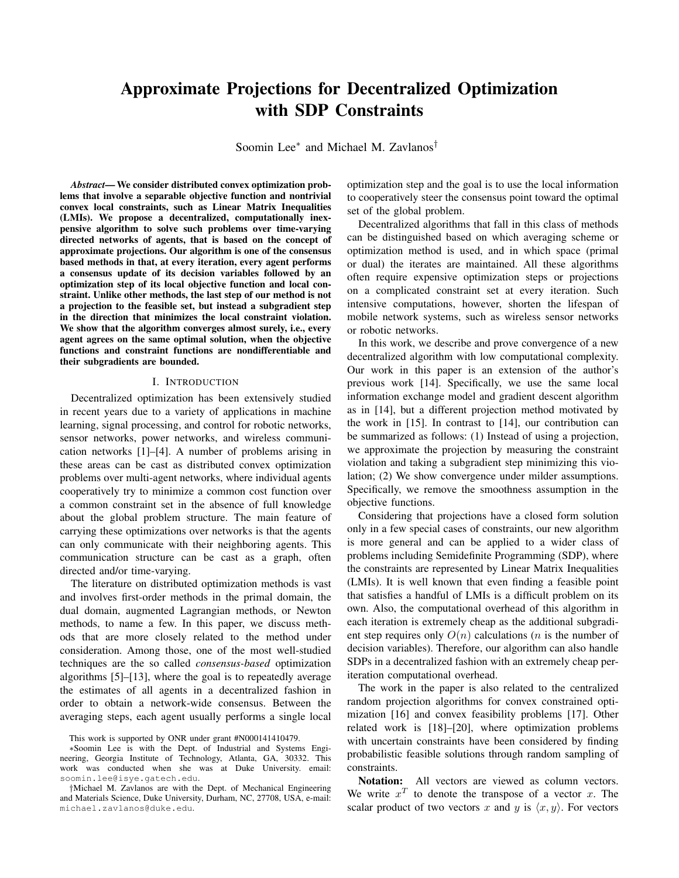# Approximate Projections for Decentralized Optimization with SDP Constraints

Soomin Lee* and Michael M. Zavlanos†

***Abstract*— We consider distributed convex optimization problems that involve a separable objective function and nontrivial convex local constraints, such as Linear Matrix Inequalities (LMIs). We propose a decentralized, computationally inexpensive algorithm to solve such problems over time-varying directed networks of agents, that is based on the concept of approximate projections. Our algorithm is one of the consensus based methods in that, at every iteration, every agent performs a consensus update of its decision variables followed by an optimization step of its local objective function and local constraint. Unlike other methods, the last step of our method is not a projection to the feasible set, but instead a subgradient step in the direction that minimizes the local constraint violation. We show that the algorithm converges almost surely, i.e., every agent agrees on the same optimal solution, when the objective functions and constraint functions are nondifferentiable and their subgradients are bounded.**

## I. Introduction

Decentralized optimization has been extensively studied in recent years due to a variety of applications in machine learning, signal processing, and control for robotic networks, sensor networks, power networks, and wireless communication networks [1]–[4]. A number of problems arising in these areas can be cast as distributed convex optimization problems over multi-agent networks, where individual agents cooperatively try to minimize a common cost function over a common constraint set in the absence of full knowledge about the global problem structure. The main feature of carrying these optimizations over networks is that the agents can only communicate with their neighboring agents. This communication structure can be cast as a graph, often directed and/or time-varying.

The literature on distributed optimization methods is vast and involves first-order methods in the primal domain, the dual domain, augmented Lagrangian methods, or Newton methods, to name a few. In this paper, we discuss methods that are more closely related to the method under consideration. Among those, one of the most well-studied techniques are the so called *consensus-based* optimization algorithms [5]–[13], where the goal is to repeatedly average the estimates of all agents in a decentralized fashion in order to obtain a network-wide consensus. Between the averaging steps, each agent usually performs a single local optimization step and the goal is to use the local information to cooperatively steer the consensus point toward the optimal set of the global problem.

Decentralized algorithms that fall in this class of methods can be distinguished based on which averaging scheme or optimization method is used, and in which space (primal or dual) the iterates are maintained. All these algorithms often require expensive optimization steps or projections on a complicated constraint set at every iteration. Such intensive computations, however, shorten the lifespan of mobile network systems, such as wireless sensor networks or robotic networks.

In this work, we describe and prove convergence of a new decentralized algorithm with low computational complexity. Our work in this paper is an extension of the author's previous work [14]. Specifically, we use the same local information exchange model and gradient descent algorithm as in [14], but a different projection method motivated by the work in [15]. In contrast to [14], our contribution can be summarized as follows: (1) Instead of using a projection, we approximate the projection by measuring the constraint violation and taking a subgradient step minimizing this violation; (2) We show convergence under milder assumptions. Specifically, we remove the smoothness assumption in the objective functions.

Considering that projections have a closed form solution only in a few special cases of constraints, our new algorithm is more general and can be applied to a wider class of problems including Semidefinite Programming (SDP), where the constraints are represented by Linear Matrix Inequalities (LMIs). It is well known that even finding a feasible point that satisfies a handful of LMIs is a difficult problem on its own. Also, the computational overhead of this algorithm in each iteration is extremely cheap as the additional subgradient step requires only $O(n)$ calculations ($n$ is the number of decision variables). Therefore, our algorithm can also handle SDPs in a decentralized fashion with an extremely cheap per-iteration computational overhead.

The work in the paper is also related to the centralized random projection algorithms for convex constrained optimization [16] and convex feasibility problems [17]. Other related work is [18]–[20], where optimization problems with uncertain constraints have been considered by finding probabilistic feasible solutions through random sampling of constraints.

**Notation:** All vectors are viewed as column vectors. We write $x^T$ to denote the transpose of a vector $x$. The scalar product of two vectors $x$ and $y$ is $\langle x, y\rangle$. For vectors

This work is supported by ONR under grant #N000141410479.

*Soomin Lee is with the Dept. of Industrial and Systems Engineering, Georgia Institute of Technology, Atlanta, GA, 30332. This work was conducted when she was at Duke University. email: soomin.lee@isye.gatech.edu.

†Michael M. Zavlanos are with the Dept. of Mechanical Engineering and Materials Science, Duke University, Durham, NC, 27708, USA, e-mail: michael.zavlanos@duke.edu.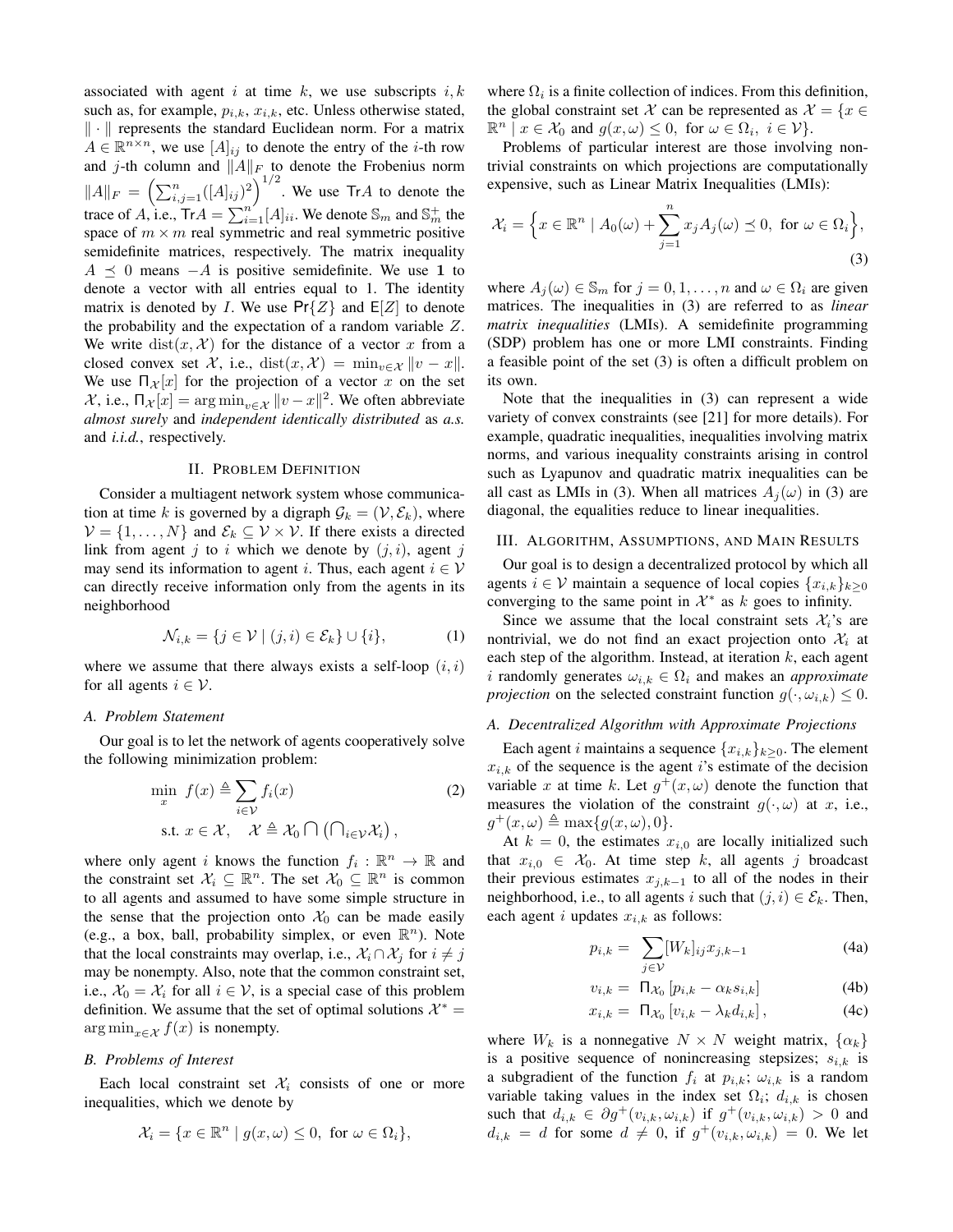associated with agent $i$ at time $k$, we use subscripts $i,k$ such as, for example, $p_{i,k}$, $x_{i,k}$, etc. Unless otherwise stated, $\|\cdot\|$ represents the standard Euclidean norm. For a matrix $A \in \mathbb{R}^{n\times n}$, we use $[A]_{ij}$ to denote the entry of the $i$-th row and $j$-th column and $\|A\|_F$ to denote the Frobenius norm $\|A\|_F = \left(\sum_{i,j=1}^n ([A]_{ij})^2\right)^{1/2}$. We use $\mathsf{Tr}A$ to denote the trace of $A$, i.e., $\mathsf{Tr}A = \sum_{i=1}^n [A]_{ii}$. We denote $\mathbb{S}_m$ and $\mathbb{S}_m^+$ the space of $m \times m$ real symmetric and real symmetric positive semidefinite matrices, respectively. The matrix inequality $A \preceq 0$ means $-A$ is positive semidefinite. We use $\mathbf{1}$ to denote a vector with all entries equal to 1. The identity matrix is denoted by $I$. We use $\mathsf{Pr}\{Z\}$ and $\mathsf{E}[Z]$ to denote the probability and the expectation of a random variable $Z$. We write $\mathrm{dist}(x,\mathcal{X})$ for the distance of a vector $x$ from a closed convex set $\mathcal{X}$, i.e., $\mathrm{dist}(x,\mathcal{X}) = \min_{v\in\mathcal{X}} \|v - x\|$. We use $\Pi_{\mathcal{X}}[x]$ for the projection of a vector $x$ on the set $\mathcal{X}$, i.e., $\Pi_{\mathcal{X}}[x] = \arg\min_{v\in\mathcal{X}} \|v - x\|^2$. We often abbreviate *almost surely* and *independent identically distributed* as *a.s.* and *i.i.d.*, respectively.

## II. Problem Definition

Consider a multiagent network system whose communication at time $k$ is governed by a digraph $\mathcal{G}_k = (\mathcal{V}, \mathcal{E}_k)$, where $\mathcal{V} = \{1, \ldots, N\}$ and $\mathcal{E}_k \subseteq \mathcal{V} \times \mathcal{V}$. If there exists a directed link from agent $j$ to $i$ which we denote by $(j,i)$, agent $j$ may send its information to agent $i$. Thus, each agent $i \in \mathcal{V}$ can directly receive information only from the agents in its neighborhood

$$\mathcal{N}_{i,k} = \{j \in \mathcal{V} \mid (j,i) \in \mathcal{E}_k\} \cup \{i\}, \tag{1}$$

where we assume that there always exists a self-loop $(i,i)$ for all agents $i \in \mathcal{V}$.

### A. Problem Statement

Our goal is to let the network of agents cooperatively solve the following minimization problem:

$$\begin{aligned} \min_x \;\; & f(x) \triangleq \sum_{i\in\mathcal{V}} f_i(x) \\ \text{s.t. } & x \in \mathcal{X}, \quad \mathcal{X} \triangleq \mathcal{X}_0 \bigcap \left(\textstyle\bigcap_{i\in\mathcal{V}} \mathcal{X}_i\right), \end{aligned} \tag{2}$$

where only agent $i$ knows the function $f_i : \mathbb{R}^n \to \mathbb{R}$ and the constraint set $\mathcal{X}_i \subseteq \mathbb{R}^n$. The set $\mathcal{X}_0 \subseteq \mathbb{R}^n$ is common to all agents and assumed to have some simple structure in the sense that the projection onto $\mathcal{X}_0$ can be made easily (e.g., a box, ball, probability simplex, or even $\mathbb{R}^n$). Note that the local constraints may overlap, i.e., $\mathcal{X}_i \cap \mathcal{X}_j$ for $i \neq j$ may be nonempty. Also, note that the common constraint set, i.e., $\mathcal{X}_0 = \mathcal{X}_i$ for all $i \in \mathcal{V}$, is a special case of this problem definition. We assume that the set of optimal solutions $\mathcal{X}^* = \arg\min_{x\in\mathcal{X}} f(x)$ is nonempty.

### B. Problems of Interest

Each local constraint set $\mathcal{X}_i$ consists of one or more inequalities, which we denote by

$$\mathcal{X}_i = \{x \in \mathbb{R}^n \mid g(x,\omega) \leq 0, \text{ for } \omega \in \Omega_i\},$$

where $\Omega_i$ is a finite collection of indices. From this definition, the global constraint set $\mathcal{X}$ can be represented as $\mathcal{X} = \{x \in \mathbb{R}^n \mid x \in \mathcal{X}_0 \text{ and } g(x,\omega) \leq 0, \text{ for } \omega \in \Omega_i, \; i \in \mathcal{V}\}$.

Problems of particular interest are those involving nontrivial constraints on which projections are computationally expensive, such as Linear Matrix Inequalities (LMIs):

$$\mathcal{X}_i = \Big\{x \in \mathbb{R}^n \mid A_0(\omega) + \sum_{j=1}^n x_j A_j(\omega) \preceq 0, \text{ for } \omega \in \Omega_i\Big\}, \tag{3}$$

where $A_j(\omega) \in \mathbb{S}_m$ for $j = 0, 1, \ldots, n$ and $\omega \in \Omega_i$ are given matrices. The inequalities in (3) are referred to as *linear matrix inequalities* (LMIs). A semidefinite programming (SDP) problem has one or more LMI constraints. Finding a feasible point of the set (3) is often a difficult problem on its own.

Note that the inequalities in (3) can represent a wide variety of convex constraints (see [21] for more details). For example, quadratic inequalities, inequalities involving matrix norms, and various inequality constraints arising in control such as Lyapunov and quadratic matrix inequalities can be all cast as LMIs in (3). When all matrices $A_j(\omega)$ in (3) are diagonal, the equalities reduce to linear inequalities.

## III. Algorithm, Assumptions, and Main Results

Our goal is to design a decentralized protocol by which all agents $i \in \mathcal{V}$ maintain a sequence of local copies $\{x_{i,k}\}_{k\geq 0}$ converging to the same point in $\mathcal{X}^*$ as $k$ goes to infinity.

Since we assume that the local constraint sets $\mathcal{X}_i$'s are nontrivial, we do not find an exact projection onto $\mathcal{X}_i$ at each step of the algorithm. Instead, at iteration $k$, each agent $i$ randomly generates $\omega_{i,k} \in \Omega_i$ and makes an *approximate projection* on the selected constraint function $g(\cdot, \omega_{i,k}) \leq 0$.

### A. Decentralized Algorithm with Approximate Projections

Each agent $i$ maintains a sequence $\{x_{i,k}\}_{k\geq 0}$. The element $x_{i,k}$ of the sequence is the agent $i$'s estimate of the decision variable $x$ at time $k$. Let $g^+(x,\omega)$ denote the function that measures the violation of the constraint $g(\cdot,\omega)$ at $x$, i.e., $g^+(x,\omega) \triangleq \max\{g(x,\omega), 0\}$.

At $k = 0$, the estimates $x_{i,0}$ are locally initialized such that $x_{i,0} \in \mathcal{X}_0$. At time step $k$, all agents $j$ broadcast their previous estimates $x_{j,k-1}$ to all of the nodes in their neighborhood, i.e., to all agents $i$ such that $(j,i) \in \mathcal{E}_k$. Then, each agent $i$ updates $x_{i,k}$ as follows:

$$p_{i,k} = \sum_{j\in\mathcal{V}} [W_k]_{ij} x_{j,k-1} \tag{4a}$$

$$v_{i,k} = \Pi_{\mathcal{X}_0}[p_{i,k} - \alpha_k s_{i,k}] \tag{4b}$$

$$x_{i,k} = \Pi_{\mathcal{X}_0}[v_{i,k} - \lambda_k d_{i,k}], \tag{4c}$$

where $W_k$ is a nonnegative $N \times N$ weight matrix, $\{\alpha_k\}$ is a positive sequence of nonincreasing stepsizes; $s_{i,k}$ is a subgradient of the function $f_i$ at $p_{i,k}$; $\omega_{i,k}$ is a random variable taking values in the index set $\Omega_i$; $d_{i,k}$ is chosen such that $d_{i,k} \in \partial g^+(v_{i,k}, \omega_{i,k})$ if $g^+(v_{i,k}, \omega_{i,k}) > 0$ and $d_{i,k} = d$ for some $d \neq 0$, if $g^+(v_{i,k}, \omega_{i,k}) = 0$. We let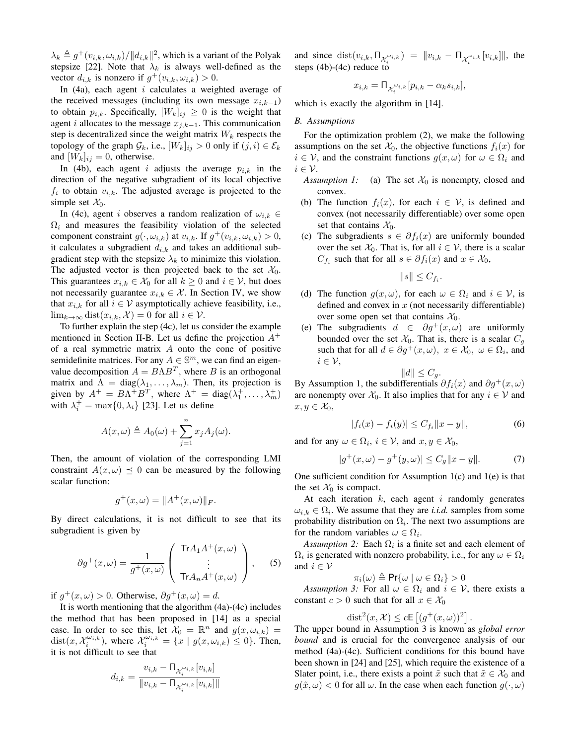$\lambda_k \triangleq g^+(v_{i,k}, \omega_{i,k})/\|d_{i,k}\|^2$, which is a variant of the Polyak stepsize [22]. Note that $\lambda_k$ is always well-defined as the vector $d_{i,k}$ is nonzero if $g^+(v_{i,k}, \omega_{i,k}) > 0$.

In (4a), each agent $i$ calculates a weighted average of the received messages (including its own message $x_{i,k-1}$) to obtain $p_{i,k}$. Specifically, $[W_k]_{ij} \geq 0$ is the weight that agent $i$ allocates to the message $x_{j,k-1}$. This communication step is decentralized since the weight matrix $W_k$ respects the topology of the graph $\mathcal{G}_k$, i.e., $[W_k]_{ij} > 0$ only if $(j,i) \in \mathcal{E}_k$ and $[W_k]_{ij} = 0$, otherwise.

In (4b), each agent $i$ adjusts the average $p_{i,k}$ in the direction of the negative subgradient of its local objective $f_i$ to obtain $v_{i,k}$. The adjusted average is projected to the simple set $\mathcal{X}_0$.

In (4c), agent $i$ observes a random realization of $\omega_{i,k} \in \Omega_i$ and measures the feasibility violation of the selected component constraint $g(\cdot, \omega_{i,k})$ at $v_{i,k}$. If $g^+(v_{i,k}, \omega_{i,k}) > 0$, it calculates a subgradient $d_{i,k}$ and takes an additional subgradient step with the stepsize $\lambda_k$ to minimize this violation. The adjusted vector is then projected back to the set $\mathcal{X}_0$. This guarantees $x_{i,k} \in \mathcal{X}_0$ for all $k \geq 0$ and $i \in \mathcal{V}$, but does not necessarily guarantee $x_{i,k} \in \mathcal{X}$. In Section IV, we show that $x_{i,k}$ for all $i \in \mathcal{V}$ asymptotically achieve feasibility, i.e., $\lim_{k\to\infty} \mathrm{dist}(x_{i,k}, \mathcal{X}) = 0$ for all $i \in \mathcal{V}$.

To further explain the step (4c), let us consider the example mentioned in Section II-B. Let us define the projection $A^+$ of a real symmetric matrix $A$ onto the cone of positive semidefinite matrices. For any $A \in \mathbb{S}^m$, we can find an eigenvalue decomposition $A = B\Lambda B^T$, where $B$ is an orthogonal matrix and $\Lambda = \mathrm{diag}(\lambda_1, \ldots, \lambda_m)$. Then, its projection is given by $A^+ = B\Lambda^+ B^T$, where $\Lambda^+ = \mathrm{diag}(\lambda_1^+, \ldots, \lambda_m^+)$ with $\lambda_i^+ = \max\{0, \lambda_i\}$ [23]. Let us define

$$A(x,\omega) \triangleq A_0(\omega) + \sum_{j=1}^{n} x_j A_j(\omega).$$

Then, the amount of violation of the corresponding LMI constraint $A(x,\omega) \preceq 0$ can be measured by the following scalar function:

$$g^+(x,\omega) = \|A^+(x,\omega)\|_F.$$

By direct calculations, it is not difficult to see that its subgradient is given by

$$\partial g^+(x,\omega) = \frac{1}{g^+(x,\omega)} \begin{pmatrix} \mathsf{Tr} A_1 A^+(x,\omega) \\ \vdots \\ \mathsf{Tr} A_n A^+(x,\omega) \end{pmatrix}, \qquad (5)$$

if $g^+(x,\omega) > 0$. Otherwise, $\partial g^+(x,\omega) = d$.

It is worth mentioning that the algorithm (4a)-(4c) includes the method that has been proposed in [14] as a special case. In order to see this, let $\mathcal{X}_0 = \mathbb{R}^n$ and $g(x, \omega_{i,k}) = \mathrm{dist}(x, \mathcal{X}_i^{\omega_{i,k}})$, where $\mathcal{X}_i^{\omega_{i,k}} = \{x \mid g(x, \omega_{i,k}) \leq 0\}$. Then, it is not difficult to see that

$$d_{i,k} = \frac{v_{i,k} - \Pi_{\mathcal{X}_i^{\omega_{i,k}}}[v_{i,k}]}{\|v_{i,k} - \Pi_{\mathcal{X}_i^{\omega_{i,k}}}[v_{i,k}]\|}$$

and since $\mathrm{dist}(v_{i,k}, \Pi_{\mathcal{X}_i^{\omega_{i,k}}}) = \|v_{i,k} - \Pi_{\mathcal{X}_i^{\omega_{i,k}}}[v_{i,k}]\|$, the steps (4b)-(4c) reduce to

$$x_{i,k} = \Pi_{\mathcal{X}_i^{\omega_{i,k}}}[p_{i,k} - \alpha_k s_{i,k}],$$

which is exactly the algorithm in [14].

### B. Assumptions

For the optimization problem (2), we make the following assumptions on the set $\mathcal{X}_0$, the objective functions $f_i(x)$ for $i \in \mathcal{V}$, and the constraint functions $g(x,\omega)$ for $\omega \in \Omega_i$ and $i \in \mathcal{V}$.

*Assumption 1:* (a) The set $\mathcal{X}_0$ is nonempty, closed and convex.

(b) The function $f_i(x)$, for each $i \in \mathcal{V}$, is defined and convex (not necessarily differentiable) over some open set that contains $\mathcal{X}_0$.

(c) The subgradients $s \in \partial f_i(x)$ are uniformly bounded over the set $\mathcal{X}_0$. That is, for all $i \in \mathcal{V}$, there is a scalar $C_{f_i}$ such that for all $s \in \partial f_i(x)$ and $x \in \mathcal{X}_0$,

$$\|s\| \leq C_{f_i}.$$

(d) The function $g(x,\omega)$, for each $\omega \in \Omega_i$ and $i \in \mathcal{V}$, is defined and convex in $x$ (not necessarily differentiable) over some open set that contains $\mathcal{X}_0$.

(e) The subgradients $d \in \partial g^+(x,\omega)$ are uniformly bounded over the set $\mathcal{X}_0$. That is, there is a scalar $C_g$ such that for all $d \in \partial g^+(x,\omega)$, $x \in \mathcal{X}_0$, $\omega \in \Omega_i$, and $i \in \mathcal{V}$,

$$\|d\| \leq C_g.$$

By Assumption 1, the subdifferentials $\partial f_i(x)$ and $\partial g^+(x,\omega)$ are nonempty over $\mathcal{X}_0$. It also implies that for any $i \in \mathcal{V}$ and $x, y \in \mathcal{X}_0$,

$$|f_i(x) - f_i(y)| \leq C_{f_i}\|x - y\|, \qquad (6)$$

and for any $\omega \in \Omega_i$, $i \in \mathcal{V}$, and $x, y \in \mathcal{X}_0$,

$$|g^+(x,\omega) - g^+(y,\omega)| \leq C_g\|x - y\|. \qquad (7)$$

One sufficient condition for Assumption 1(c) and 1(e) is that the set $\mathcal{X}_0$ is compact.

At each iteration $k$, each agent $i$ randomly generates $\omega_{i,k} \in \Omega_i$. We assume that they are *i.i.d.* samples from some probability distribution on $\Omega_i$. The next two assumptions are for the random variables $\omega \in \Omega_i$.

*Assumption 2:* Each $\Omega_i$ is a finite set and each element of $\Omega_i$ is generated with nonzero probability, i.e., for any $\omega \in \Omega_i$ and $i \in \mathcal{V}$

$$\pi_i(\omega) \triangleq \mathsf{Pr}\{\omega \mid \omega \in \Omega_i\} > 0$$

*Assumption 3:* For all $\omega \in \Omega_i$ and $i \in \mathcal{V}$, there exists a constant $c > 0$ such that for all $x \in \mathcal{X}_0$

$$\mathrm{dist}^2(x, \mathcal{X}) \leq c\mathsf{E}\left[(g^+(x,\omega))^2\right].$$

The upper bound in Assumption 3 is known as *global error bound* and is crucial for the convergence analysis of our method (4a)-(4c). Sufficient conditions for this bound have been shown in [24] and [25], which require the existence of a Slater point, i.e., there exists a point $\tilde{x}$ such that $\tilde{x} \in \mathcal{X}_0$ and $g(\tilde{x},\omega) < 0$ for all $\omega$. In the case when each function $g(\cdot,\omega)$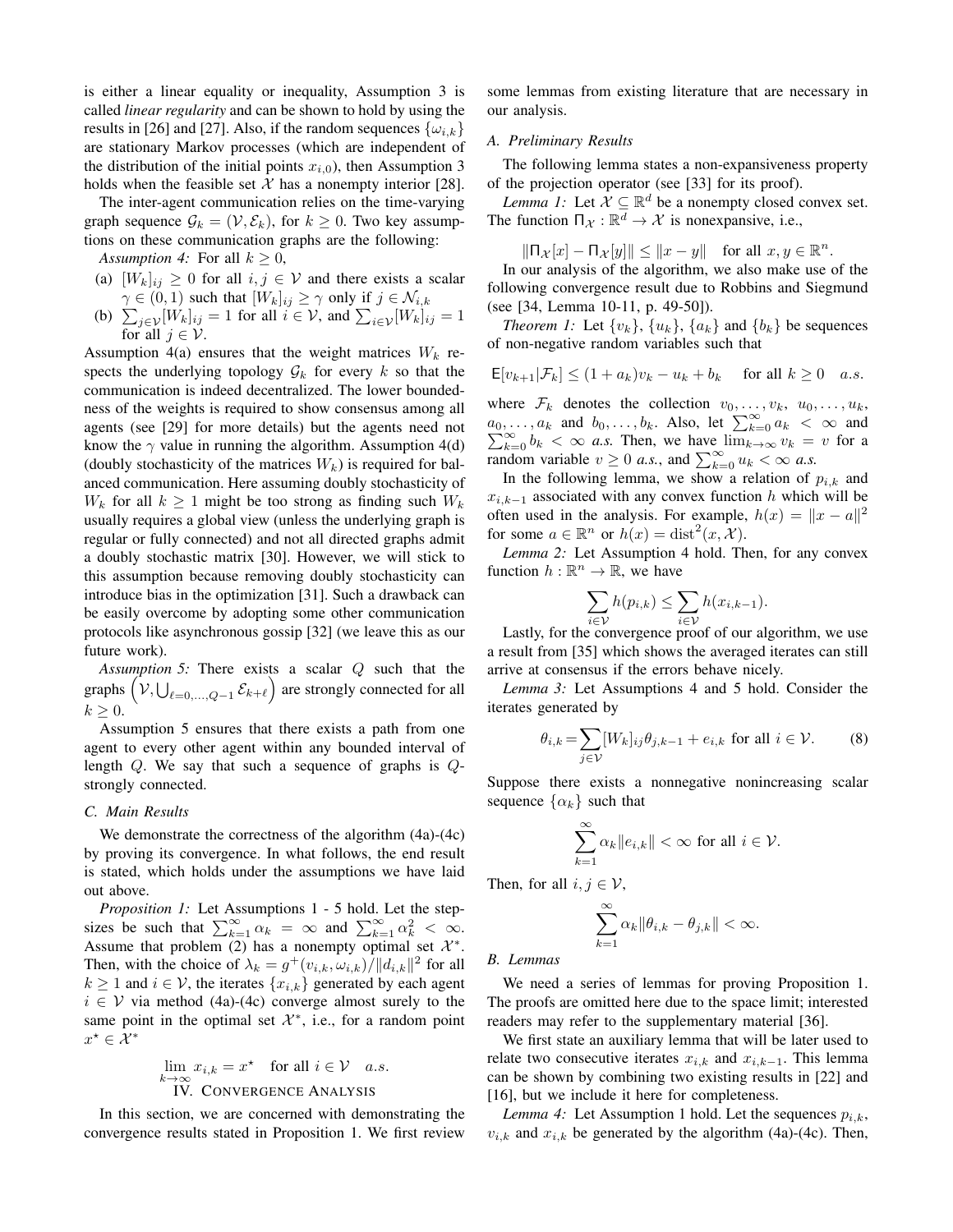is either a linear equality or inequality, Assumption 3 is called *linear regularity* and can be shown to hold by using the results in [26] and [27]. Also, if the random sequences $\{\omega_{i,k}\}$ are stationary Markov processes (which are independent of the distribution of the initial points $x_{i,0}$), then Assumption 3 holds when the feasible set $\mathcal{X}$ has a nonempty interior [28].

The inter-agent communication relies on the time-varying graph sequence $\mathcal{G}_k = (\mathcal{V}, \mathcal{E}_k)$, for $k \geq 0$. Two key assumptions on these communication graphs are the following:

*Assumption 4:* For all $k \geq 0$,

(a) $[W_k]_{ij} \geq 0$ for all $i, j \in \mathcal{V}$ and there exists a scalar $\gamma \in (0, 1)$ such that $[W_k]_{ij} \geq \gamma$ only if $j \in \mathcal{N}_{i,k}$

(b) $\sum_{j \in \mathcal{V}} [W_k]_{ij} = 1$ for all $i \in \mathcal{V}$, and $\sum_{i \in \mathcal{V}} [W_k]_{ij} = 1$ for all $j \in \mathcal{V}$.

Assumption 4(a) ensures that the weight matrices $W_k$ respects the underlying topology $\mathcal{G}_k$ for every $k$ so that the communication is indeed decentralized. The lower boundedness of the weights is required to show consensus among all agents (see [29] for more details) but the agents need not know the $\gamma$ value in running the algorithm. Assumption 4(d) (doubly stochasticity of the matrices $W_k$) is required for balanced communication. Here assuming doubly stochasticity of $W_k$ for all $k \geq 1$ might be too strong as finding such $W_k$ usually requires a global view (unless the underlying graph is regular or fully connected) and not all directed graphs admit a doubly stochastic matrix [30]. However, we will stick to this assumption because removing doubly stochasticity can introduce bias in the optimization [31]. Such a drawback can be easily overcome by adopting some other communication protocols like asynchronous gossip [32] (we leave this as our future work).

*Assumption 5:* There exists a scalar $Q$ such that the graphs $\left(\mathcal{V}, \bigcup_{\ell=0,\ldots,Q-1} \mathcal{E}_{k+\ell}\right)$ are strongly connected for all $k \geq 0$.

Assumption 5 ensures that there exists a path from one agent to every other agent within any bounded interval of length $Q$. We say that such a sequence of graphs is $Q$-strongly connected.

### C. Main Results

We demonstrate the correctness of the algorithm (4a)-(4c) by proving its convergence. In what follows, the end result is stated, which holds under the assumptions we have laid out above.

*Proposition 1:* Let Assumptions 1 - 5 hold. Let the stepsizes be such that $\sum_{k=1}^{\infty} \alpha_k = \infty$ and $\sum_{k=1}^{\infty} \alpha_k^2 < \infty$. Assume that problem (2) has a nonempty optimal set $\mathcal{X}^*$. Then, with the choice of $\lambda_k = g^+(v_{i,k}, \omega_{i,k})/\|d_{i,k}\|^2$ for all $k \geq 1$ and $i \in \mathcal{V}$, the iterates $\{x_{i,k}\}$ generated by each agent $i \in \mathcal{V}$ via method (4a)-(4c) converge almost surely to the same point in the optimal set $\mathcal{X}^*$, i.e., for a random point $x^\star \in \mathcal{X}^*$

$$\lim_{k \to \infty} x_{i,k} = x^\star \quad \text{for all } i \in \mathcal{V} \quad a.s.$$

## IV. Convergence Analysis

In this section, we are concerned with demonstrating the convergence results stated in Proposition 1. We first review some lemmas from existing literature that are necessary in our analysis.

### A. Preliminary Results

The following lemma states a non-expansiveness property of the projection operator (see [33] for its proof).

*Lemma 1:* Let $\mathcal{X} \subseteq \mathbb{R}^d$ be a nonempty closed convex set. The function $\Pi_{\mathcal{X}} : \mathbb{R}^d \to \mathcal{X}$ is nonexpansive, i.e.,

$$\|\Pi_{\mathcal{X}}[x] - \Pi_{\mathcal{X}}[y]\| \leq \|x - y\| \quad \text{for all } x, y \in \mathbb{R}^n.$$

In our analysis of the algorithm, we also make use of the following convergence result due to Robbins and Siegmund (see [34, Lemma 10-11, p. 49-50]).

*Theorem 1:* Let $\{v_k\}$, $\{u_k\}$, $\{a_k\}$ and $\{b_k\}$ be sequences of non-negative random variables such that

$$\mathsf{E}[v_{k+1}|\mathcal{F}_k] \leq (1 + a_k)v_k - u_k + b_k \quad \text{for all } k \geq 0 \quad a.s.$$

where $\mathcal{F}_k$ denotes the collection $v_0, \ldots, v_k$, $u_0, \ldots, u_k$, $a_0, \ldots, a_k$ and $b_0, \ldots, b_k$. Also, let $\sum_{k=0}^{\infty} a_k < \infty$ and $\sum_{k=0}^{\infty} b_k < \infty$ *a.s.* Then, we have $\lim_{k \to \infty} v_k = v$ for a random variable $v \geq 0$ *a.s.*, and $\sum_{k=0}^{\infty} u_k < \infty$ *a.s.*

In the following lemma, we show a relation of $p_{i,k}$ and $x_{i,k-1}$ associated with any convex function $h$ which will be often used in the analysis. For example, $h(x) = \|x - a\|^2$ for some $a \in \mathbb{R}^n$ or $h(x) = \text{dist}^2(x, \mathcal{X})$.

*Lemma 2:* Let Assumption 4 hold. Then, for any convex function $h : \mathbb{R}^n \to \mathbb{R}$, we have

$$\sum_{i \in \mathcal{V}} h(p_{i,k}) \leq \sum_{i \in \mathcal{V}} h(x_{i,k-1}).$$

Lastly, for the convergence proof of our algorithm, we use a result from [35] which shows the averaged iterates can still arrive at consensus if the errors behave nicely.

*Lemma 3:* Let Assumptions 4 and 5 hold. Consider the iterates generated by

$$\theta_{i,k} = \sum_{j \in \mathcal{V}} [W_k]_{ij} \theta_{j,k-1} + e_{i,k} \text{ for all } i \in \mathcal{V}. \tag{8}$$

Suppose there exists a nonnegative nonincreasing scalar sequence $\{\alpha_k\}$ such that

$$\sum_{k=1}^{\infty} \alpha_k \|e_{i,k}\| < \infty \text{ for all } i \in \mathcal{V}.$$

Then, for all $i, j \in \mathcal{V}$,

$$\sum_{k=1}^{\infty} \alpha_k \|\theta_{i,k} - \theta_{j,k}\| < \infty.$$

### B. Lemmas

We need a series of lemmas for proving Proposition 1. The proofs are omitted here due to the space limit; interested readers may refer to the supplementary material [36].

We first state an auxiliary lemma that will be later used to relate two consecutive iterates $x_{i,k}$ and $x_{i,k-1}$. This lemma can be shown by combining two existing results in [22] and [16], but we include it here for completeness.

*Lemma 4:* Let Assumption 1 hold. Let the sequences $p_{i,k}$, $v_{i,k}$ and $x_{i,k}$ be generated by the algorithm (4a)-(4c). Then,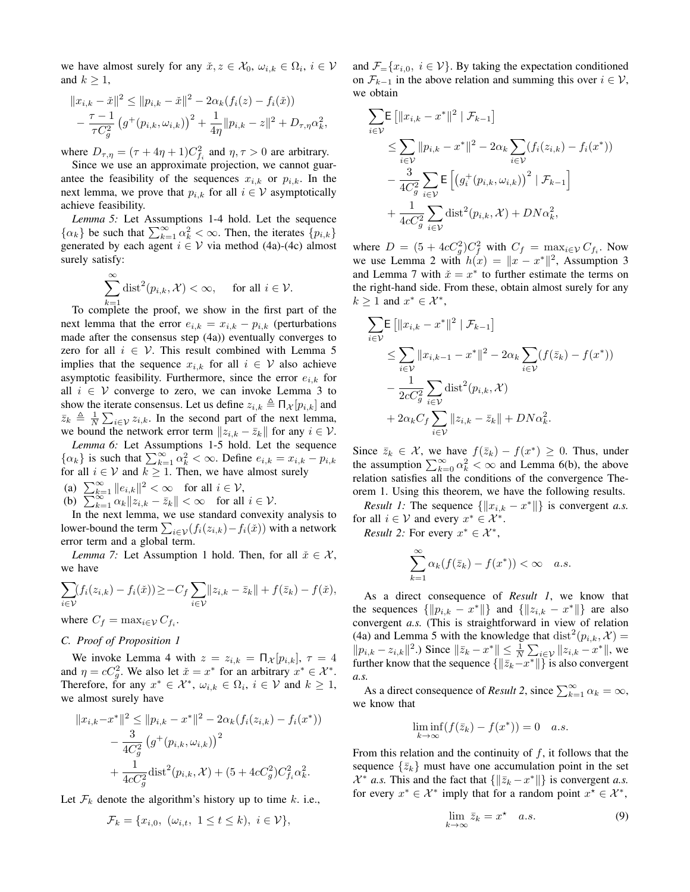we have almost surely for any $\check{x}, z \in \mathcal{X}_0$, $\omega_{i,k} \in \Omega_i$, $i \in \mathcal{V}$ and $k \geq 1$,

$$
\begin{aligned}
\|x_{i,k} - \check{x}\|^2 &\leq \|p_{i,k} - \check{x}\|^2 - 2\alpha_k(f_i(z) - f_i(\check{x})) \\
&- \frac{\tau - 1}{\tau C_g^2}\left(g^+(p_{i,k}, \omega_{i,k})\right)^2 + \frac{1}{4\eta}\|p_{i,k} - z\|^2 + D_{\tau,\eta}\alpha_k^2,
\end{aligned}
$$

where $D_{\tau,\eta} = (\tau + 4\eta + 1)C_{f_i}^2$ and $\eta, \tau > 0$ are arbitrary.

Since we use an approximate projection, we cannot guarantee the feasibility of the sequences $x_{i,k}$ or $p_{i,k}$. In the next lemma, we prove that $p_{i,k}$ for all $i \in \mathcal{V}$ asymptotically achieve feasibility.

*Lemma 5:* Let Assumptions 1-4 hold. Let the sequence $\{\alpha_k\}$ be such that $\sum_{k=1}^{\infty} \alpha_k^2 < \infty$. Then, the iterates $\{p_{i,k}\}$ generated by each agent $i \in \mathcal{V}$ via method (4a)-(4c) almost surely satisfy:

$$
\sum_{k=1}^{\infty} \mathrm{dist}^2(p_{i,k}, \mathcal{X}) < \infty, \quad \text{for all } i \in \mathcal{V}.
$$

To complete the proof, we show in the first part of the next lemma that the error $e_{i,k} = x_{i,k} - p_{i,k}$ (perturbations made after the consensus step (4a)) eventually converges to zero for all $i \in \mathcal{V}$. This result combined with Lemma 5 implies that the sequence $x_{i,k}$ for all $i \in \mathcal{V}$ also achieve asymptotic feasibility. Furthermore, since the error $e_{i,k}$ for all $i \in \mathcal{V}$ converge to zero, we can invoke Lemma 3 to show the iterate consensus. Let us define $z_{i,k} \triangleq \Pi_{\mathcal{X}}[p_{i,k}]$ and $\bar{z}_k \triangleq \frac{1}{N}\sum_{i\in\mathcal{V}} z_{i,k}$. In the second part of the next lemma, we bound the network error term $\|z_{i,k} - \bar{z}_k\|$ for any $i \in \mathcal{V}$.

*Lemma 6:* Let Assumptions 1-5 hold. Let the sequence $\{\alpha_k\}$ is such that $\sum_{k=1}^{\infty} \alpha_k^2 < \infty$. Define $e_{i,k} = x_{i,k} - p_{i,k}$ for all $i \in \mathcal{V}$ and $k \geq 1$. Then, we have almost surely

(a) $\sum_{k=1}^{\infty} \|e_{i,k}\|^2 < \infty$ for all $i \in \mathcal{V}$,

(b) $\sum_{k=1}^{\infty} \alpha_k \|z_{i,k} - \bar{z}_k\| < \infty$ for all $i \in \mathcal{V}$.

In the next lemma, we use standard convexity analysis to lower-bound the term $\sum_{i\in\mathcal{V}}(f_i(z_{i,k}) - f_i(\check{x}))$ with a network error term and a global term.

*Lemma 7:* Let Assumption 1 hold. Then, for all $\check{x} \in \mathcal{X}$, we have

$$
\sum_{i\in\mathcal{V}}(f_i(z_{i,k}) - f_i(\check{x})) \geq -C_f \sum_{i\in\mathcal{V}} \|z_{i,k} - \bar{z}_k\| + f(\bar{z}_k) - f(\check{x}),
$$

where $C_f = \max_{i\in\mathcal{V}} C_{f_i}$.

### C. Proof of Proposition 1

We invoke Lemma 4 with $z = z_{i,k} = \Pi_{\mathcal{X}}[p_{i,k}]$, $\tau = 4$ and $\eta = cC_g^2$. We also let $\check{x} = x^*$ for an arbitrary $x^* \in \mathcal{X}^*$. Therefore, for any $x^* \in \mathcal{X}^*$, $\omega_{i,k} \in \Omega_i$, $i \in \mathcal{V}$ and $k \geq 1$, we almost surely have

$$
\begin{aligned}
\|x_{i,k} - x^*\|^2 &\leq \|p_{i,k} - x^*\|^2 - 2\alpha_k(f_i(z_{i,k}) - f_i(x^*)) \\
&- \frac{3}{4C_g^2}\left(g^+(p_{i,k}, \omega_{i,k})\right)^2 \\
&+ \frac{1}{4cC_g^2}\mathrm{dist}^2(p_{i,k}, \mathcal{X}) + (5 + 4cC_g^2)C_{f_i}^2\alpha_k^2.
\end{aligned}
$$

Let $\mathcal{F}_k$ denote the algorithm's history up to time $k$. i.e.,

$$
\mathcal{F}_k = \{x_{i,0}, \ (\omega_{i,t}, \ 1 \leq t \leq k), \ i \in \mathcal{V}\},
$$

and $\mathcal{F}_=\{x_{i,0}, \ i \in \mathcal{V}\}$. By taking the expectation conditioned on $\mathcal{F}_{k-1}$ in the above relation and summing this over $i \in \mathcal{V}$, we obtain

$$
\begin{aligned}
\sum_{i\in\mathcal{V}} \mathsf{E}\left[\|x_{i,k} - x^*\|^2 \mid \mathcal{F}_{k-1}\right] &\leq \sum_{i\in\mathcal{V}} \|p_{i,k} - x^*\|^2 - 2\alpha_k \sum_{i\in\mathcal{V}}(f_i(z_{i,k}) - f_i(x^*)) \\
&- \frac{3}{4C_g^2}\sum_{i\in\mathcal{V}} \mathsf{E}\left[\left(g_i^+(p_{i,k}, \omega_{i,k})\right)^2 \mid \mathcal{F}_{k-1}\right] \\
&+ \frac{1}{4cC_g^2}\sum_{i\in\mathcal{V}} \mathrm{dist}^2(p_{i,k}, \mathcal{X}) + DN\alpha_k^2,
\end{aligned}
$$

where $D = (5 + 4cC_g^2)C_f^2$ with $C_f = \max_{i\in\mathcal{V}} C_{f_i}$. Now we use Lemma 2 with $h(x) = \|x - x^*\|^2$, Assumption 3 and Lemma 7 with $\check{x} = x^*$ to further estimate the terms on the right-hand side. From these, obtain almost surely for any $k \geq 1$ and $x^* \in \mathcal{X}^*$,

$$
\begin{aligned}
\sum_{i\in\mathcal{V}} \mathsf{E}\left[\|x_{i,k} - x^*\|^2 \mid \mathcal{F}_{k-1}\right] &\leq \sum_{i\in\mathcal{V}} \|x_{i,k-1} - x^*\|^2 - 2\alpha_k \sum_{i\in\mathcal{V}}(f(\bar{z}_k) - f(x^*)) \\
&- \frac{1}{2cC_g^2}\sum_{i\in\mathcal{V}} \mathrm{dist}^2(p_{i,k}, \mathcal{X}) \\
&+ 2\alpha_k C_f \sum_{i\in\mathcal{V}} \|z_{i,k} - \bar{z}_k\| + DN\alpha_k^2.
\end{aligned}
$$

Since $\bar{z}_k \in \mathcal{X}$, we have $f(\bar{z}_k) - f(x^*) \geq 0$. Thus, under the assumption $\sum_{k=0}^{\infty} \alpha_k^2 < \infty$ and Lemma 6(b), the above relation satisfies all the conditions of the convergence Theorem 1. Using this theorem, we have the following results.

*Result 1:* The sequence $\{\|x_{i,k} - x^*\|\}$ is convergent *a.s.* for all $i \in \mathcal{V}$ and every $x^* \in \mathcal{X}^*$.

*Result 2:* For every $x^* \in \mathcal{X}^*$,

$$
\sum_{k=1}^{\infty} \alpha_k(f(\bar{z}_k) - f(x^*)) < \infty \quad a.s.
$$

As a direct consequence of *Result 1*, we know that the sequences $\{\|p_{i,k} - x^*\|\}$ and $\{\|z_{i,k} - x^*\|\}$ are also convergent *a.s.* (This is straightforward in view of relation (4a) and Lemma 5 with the knowledge that $\mathrm{dist}^2(p_{i,k}, \mathcal{X}) = \|p_{i,k} - z_{i,k}\|^2$.) Since $\|\bar{z}_k - x^*\| \leq \frac{1}{N}\sum_{i\in\mathcal{V}} \|z_{i,k} - x^*\|$, we further know that the sequence $\{\|\bar{z}_k - x^*\|\}$ is also convergent *a.s.*

As a direct consequence of *Result 2*, since $\sum_{k=1}^{\infty} \alpha_k = \infty$, we know that

$$
\liminf_{k\to\infty}(f(\bar{z}_k) - f(x^*)) = 0 \quad a.s.
$$

From this relation and the continuity of $f$, it follows that the sequence $\{\bar{z}_k\}$ must have one accumulation point in the set $\mathcal{X}^*$ *a.s.* This and the fact that $\{\|\bar{z}_k - x^*\|\}$ is convergent *a.s.* for every $x^* \in \mathcal{X}^*$ imply that for a random point $x^\star \in \mathcal{X}^*$,

$$
\lim_{k\to\infty} \bar{z}_k = x^\star \quad a.s. \tag{9}
$$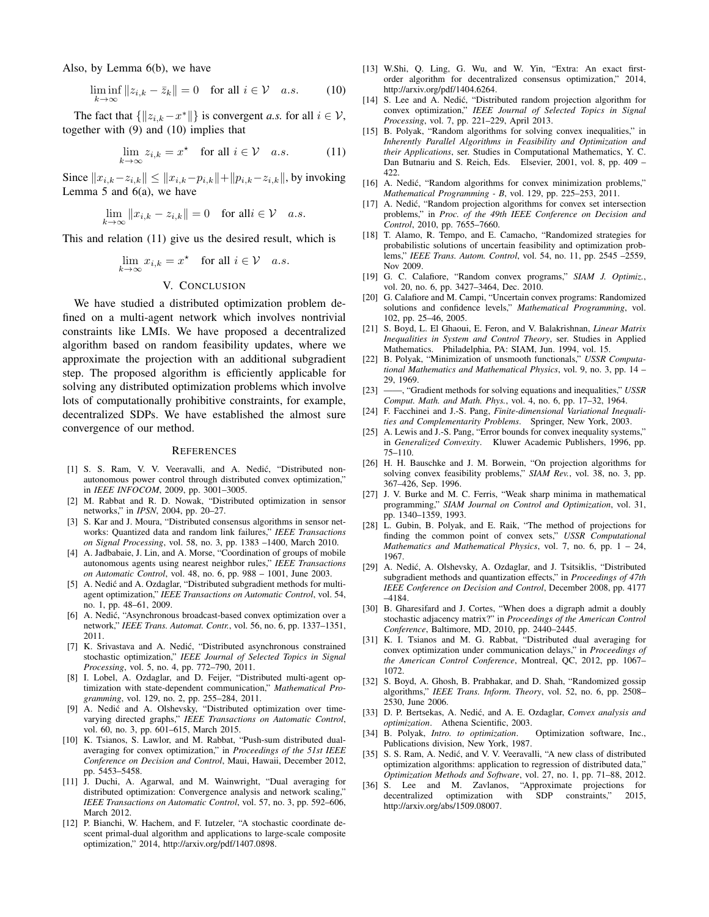Also, by Lemma 6(b), we have

$$\liminf_{k\to\infty} \|z_{i,k} - \bar{z}_k\| = 0 \quad \text{for all } i \in \mathcal{V} \quad a.s. \tag{10}$$

The fact that $\{\|z_{i,k} - x^*\|\}$ is convergent *a.s.* for all $i \in \mathcal{V}$, together with (9) and (10) implies that

$$\lim_{k\to\infty} z_{i,k} = x^\star \quad \text{for all } i \in \mathcal{V} \quad a.s. \tag{11}$$

Since $\|x_{i,k} - z_{i,k}\| \leq \|x_{i,k} - p_{i,k}\| + \|p_{i,k} - z_{i,k}\|$, by invoking Lemma 5 and 6(a), we have

$$\lim_{k\to\infty} \|x_{i,k} - z_{i,k}\| = 0 \quad \text{for all} i \in \mathcal{V} \quad a.s.$$

This and relation (11) give us the desired result, which is

$$\lim_{k\to\infty} x_{i,k} = x^\star \quad \text{for all } i \in \mathcal{V} \quad a.s.$$

## V. Conclusion

We have studied a distributed optimization problem defined on a multi-agent network which involves nontrivial constraints like LMIs. We have proposed a decentralized algorithm based on random feasibility updates, where we approximate the projection with an additional subgradient step. The proposed algorithm is efficiently applicable for solving any distributed optimization problems which involve lots of computationally prohibitive constraints, for example, decentralized SDPs. We have established the almost sure convergence of our method.

## References

[1] S. S. Ram, V. V. Veeravalli, and A. Nedić, "Distributed non-autonomous power control through distributed convex optimization," in *IEEE INFOCOM*, 2009, pp. 3001–3005.

[2] M. Rabbat and R. D. Nowak, "Distributed optimization in sensor networks," in *IPSN*, 2004, pp. 20–27.

[3] S. Kar and J. Moura, "Distributed consensus algorithms in sensor networks: Quantized data and random link failures," *IEEE Transactions on Signal Processing*, vol. 58, no. 3, pp. 1383 –1400, March 2010.

[4] A. Jadbabaie, J. Lin, and A. Morse, "Coordination of groups of mobile autonomous agents using nearest neighbor rules," *IEEE Transactions on Automatic Control*, vol. 48, no. 6, pp. 988 – 1001, June 2003.

[5] A. Nedić and A. Ozdaglar, "Distributed subgradient methods for multi-agent optimization," *IEEE Transactions on Automatic Control*, vol. 54, no. 1, pp. 48–61, 2009.

[6] A. Nedić, "Asynchronous broadcast-based convex optimization over a network," *IEEE Trans. Automat. Contr.*, vol. 56, no. 6, pp. 1337–1351, 2011.

[7] K. Srivastava and A. Nedić, "Distributed asynchronous constrained stochastic optimization," *IEEE Journal of Selected Topics in Signal Processing*, vol. 5, no. 4, pp. 772–790, 2011.

[8] I. Lobel, A. Ozdaglar, and D. Feijer, "Distributed multi-agent optimization with state-dependent communication," *Mathematical Programming*, vol. 129, no. 2, pp. 255–284, 2011.

[9] A. Nedić and A. Olshevsky, "Distributed optimization over time-varying directed graphs," *IEEE Transactions on Automatic Control*, vol. 60, no. 3, pp. 601–615, March 2015.

[10] K. Tsianos, S. Lawlor, and M. Rabbat, "Push-sum distributed dual-averaging for convex optimization," in *Proceedings of the 51st IEEE Conference on Decision and Control*, Maui, Hawaii, December 2012, pp. 5453–5458.

[11] J. Duchi, A. Agarwal, and M. Wainwright, "Dual averaging for distributed optimization: Convergence analysis and network scaling," *IEEE Transactions on Automatic Control*, vol. 57, no. 3, pp. 592–606, March 2012.

[12] P. Bianchi, W. Hachem, and F. Iutzeler, "A stochastic coordinate descent primal-dual algorithm and applications to large-scale composite optimization," 2014, http://arxiv.org/pdf/1407.0898.

[13] W.Shi, Q. Ling, G. Wu, and W. Yin, "Extra: An exact first-order algorithm for decentralized consensus optimization," 2014, http://arxiv.org/pdf/1404.6264.

[14] S. Lee and A. Nedić, "Distributed random projection algorithm for convex optimization," *IEEE Journal of Selected Topics in Signal Processing*, vol. 7, pp. 221–229, April 2013.

[15] B. Polyak, "Random algorithms for solving convex inequalities," in *Inherently Parallel Algorithms in Feasibility and Optimization and their Applications*, ser. Studies in Computational Mathematics, Y. C. Dan Butnariu and S. Reich, Eds. Elsevier, 2001, vol. 8, pp. 409 – 422.

[16] A. Nedić, "Random algorithms for convex minimization problems," *Mathematical Programming - B*, vol. 129, pp. 225–253, 2011.

[17] A. Nedić, "Random projection algorithms for convex set intersection problems," in *Proc. of the 49th IEEE Conference on Decision and Control*, 2010, pp. 7655–7660.

[18] T. Alamo, R. Tempo, and E. Camacho, "Randomized strategies for probabilistic solutions of uncertain feasibility and optimization problems," *IEEE Trans. Autom. Control*, vol. 54, no. 11, pp. 2545 –2559, Nov 2009.

[19] G. C. Calafiore, "Random convex programs," *SIAM J. Optimiz.*, vol. 20, no. 6, pp. 3427–3464, Dec. 2010.

[20] G. Calafiore and M. Campi, "Uncertain convex programs: Randomized solutions and confidence levels," *Mathematical Programming*, vol. 102, pp. 25–46, 2005.

[21] S. Boyd, L. El Ghaoui, E. Feron, and V. Balakrishnan, *Linear Matrix Inequalities in System and Control Theory*, ser. Studies in Applied Mathematics. Philadelphia, PA: SIAM, Jun. 1994, vol. 15.

[22] B. Polyak, "Minimization of unsmooth functionals," *USSR Computational Mathematics and Mathematical Physics*, vol. 9, no. 3, pp. 14 – 29, 1969.

[23] ——, "Gradient methods for solving equations and inequalities," *USSR Comput. Math. and Math. Phys.*, vol. 4, no. 6, pp. 17–32, 1964.

[24] F. Facchinei and J.-S. Pang, *Finite-dimensional Variational Inequalities and Complementarity Problems*. Springer, New York, 2003.

[25] A. Lewis and J.-S. Pang, "Error bounds for convex inequality systems," in *Generalized Convexity*. Kluwer Academic Publishers, 1996, pp. 75–110.

[26] H. H. Bauschke and J. M. Borwein, "On projection algorithms for solving convex feasibility problems," *SIAM Rev.*, vol. 38, no. 3, pp. 367–426, Sep. 1996.

[27] J. V. Burke and M. C. Ferris, "Weak sharp minima in mathematical programming," *SIAM Journal on Control and Optimization*, vol. 31, pp. 1340–1359, 1993.

[28] L. Gubin, B. Polyak, and E. Raik, "The method of projections for finding the common point of convex sets," *USSR Computational Mathematics and Mathematical Physics*, vol. 7, no. 6, pp. 1 – 24, 1967.

[29] A. Nedić, A. Olshevsky, A. Ozdaglar, and J. Tsitsiklis, "Distributed subgradient methods and quantization effects," in *Proceedings of 47th IEEE Conference on Decision and Control*, December 2008, pp. 4177 –4184.

[30] B. Gharesifard and J. Cortes, "When does a digraph admit a doubly stochastic adjacency matrix?" in *Proceedings of the American Control Conference*, Baltimore, MD, 2010, pp. 2440–2445.

[31] K. I. Tsianos and M. G. Rabbat, "Distributed dual averaging for convex optimization under communication delays," in *Proceedings of the American Control Conference*, Montreal, QC, 2012, pp. 1067–1072.

[32] S. Boyd, A. Ghosh, B. Prabhakar, and D. Shah, "Randomized gossip algorithms," *IEEE Trans. Inform. Theory*, vol. 52, no. 6, pp. 2508–2530, June 2006.

[33] D. P. Bertsekas, A. Nedić, and A. E. Ozdaglar, *Convex analysis and optimization*. Athena Scientific, 2003.

[34] B. Polyak, *Intro. to optimization*. Optimization software, Inc., Publications division, New York, 1987.

[35] S. S. Ram, A. Nedić, and V. V. Veeravalli, "A new class of distributed optimization algorithms: application to regression of distributed data," *Optimization Methods and Software*, vol. 27, no. 1, pp. 71–88, 2012.

[36] S. Lee and M. Zavlanos, "Approximate projections for decentralized optimization with SDP constraints," 2015, http://arxiv.org/abs/1509.08007.